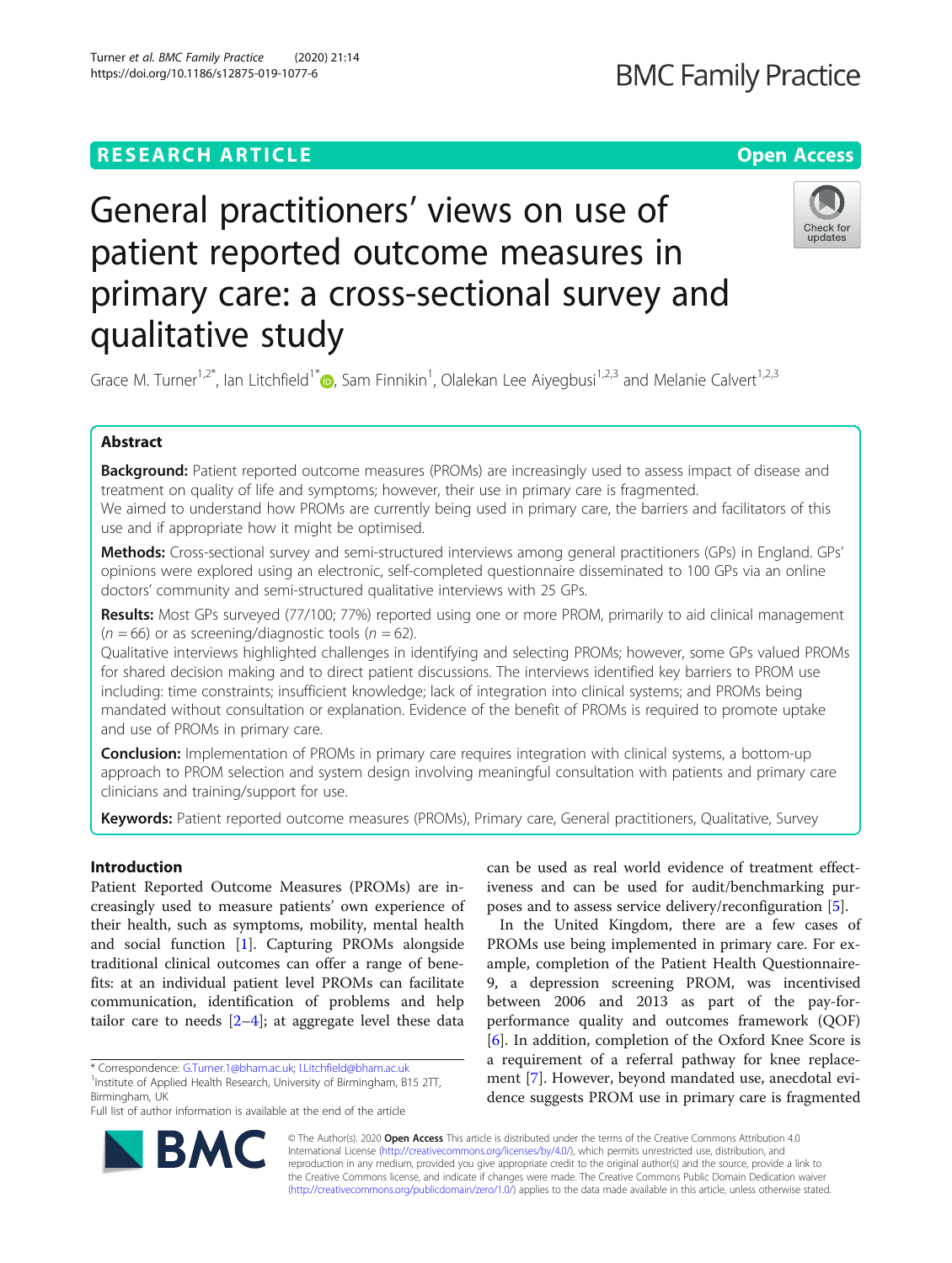RESEARCH ARTICLE

Open Access

# General practitioners' views on use of patient reported outcome measures in primary care: a cross-sectional survey and qualitative study

Grace M. Turner[1,2*], Ian Litchfield[1*], Sam Finnikin[1], Olalekan Lee Aiyegbusi[1,2,3] and Melanie Calvert[1,2,3]

## Abstract

**Background:** Patient reported outcome measures (PROMs) are increasingly used to assess impact of disease and treatment on quality of life and symptoms; however, their use in primary care is fragmented.

We aimed to understand how PROMs are currently being used in primary care, the barriers and facilitators of this use and if appropriate how it might be optimised.

**Methods:** Cross-sectional survey and semi-structured interviews among general practitioners (GPs) in England. GPs' opinions were explored using an electronic, self-completed questionnaire disseminated to 100 GPs via an online doctors' community and semi-structured qualitative interviews with 25 GPs.

**Results:** Most GPs surveyed (77/100; 77%) reported using one or more PROM, primarily to aid clinical management ($n = 66$) or as screening/diagnostic tools ($n = 62$).

Qualitative interviews highlighted challenges in identifying and selecting PROMs; however, some GPs valued PROMs for shared decision making and to direct patient discussions. The interviews identified key barriers to PROM use including: time constraints; insufficient knowledge; lack of integration into clinical systems; and PROMs being mandated without consultation or explanation. Evidence of the benefit of PROMs is required to promote uptake and use of PROMs in primary care.

**Conclusion:** Implementation of PROMs in primary care requires integration with clinical systems, a bottom-up approach to PROM selection and system design involving meaningful consultation with patients and primary care clinicians and training/support for use.

**Keywords:** Patient reported outcome measures (PROMs), Primary care, General practitioners, Qualitative, Survey

## Introduction

Patient Reported Outcome Measures (PROMs) are increasingly used to measure patients' own experience of their health, such as symptoms, mobility, mental health and social function [1]. Capturing PROMs alongside traditional clinical outcomes can offer a range of benefits: at an individual patient level PROMs can facilitate communication, identification of problems and help tailor care to needs [2–4]; at aggregate level these data can be used as real world evidence of treatment effectiveness and can be used for audit/benchmarking purposes and to assess service delivery/reconfiguration [5].

In the United Kingdom, there are a few cases of PROMs use being implemented in primary care. For example, completion of the Patient Health Questionnaire-9, a depression screening PROM, was incentivised between 2006 and 2013 as part of the pay-for-performance quality and outcomes framework (QOF) [6]. In addition, completion of the Oxford Knee Score is a requirement of a referral pathway for knee replacement [7]. However, beyond mandated use, anecdotal evidence suggests PROM use in primary care is fragmented

* Correspondence: G.Turner.1@bham.ac.uk; I.Litchfield@bham.ac.uk
[1]Institute of Applied Health Research, University of Birmingham, B15 2TT, Birmingham, UK
Full list of author information is available at the end of the article

© The Author(s). 2020 **Open Access** This article is distributed under the terms of the Creative Commons Attribution 4.0 International License (http://creativecommons.org/licenses/by/4.0/), which permits unrestricted use, distribution, and reproduction in any medium, provided you give appropriate credit to the original author(s) and the source, provide a link to the Creative Commons license, and indicate if changes were made. The Creative Commons Public Domain Dedication waiver (http://creativecommons.org/publicdomain/zero/1.0/) applies to the data made available in this article, unless otherwise stated.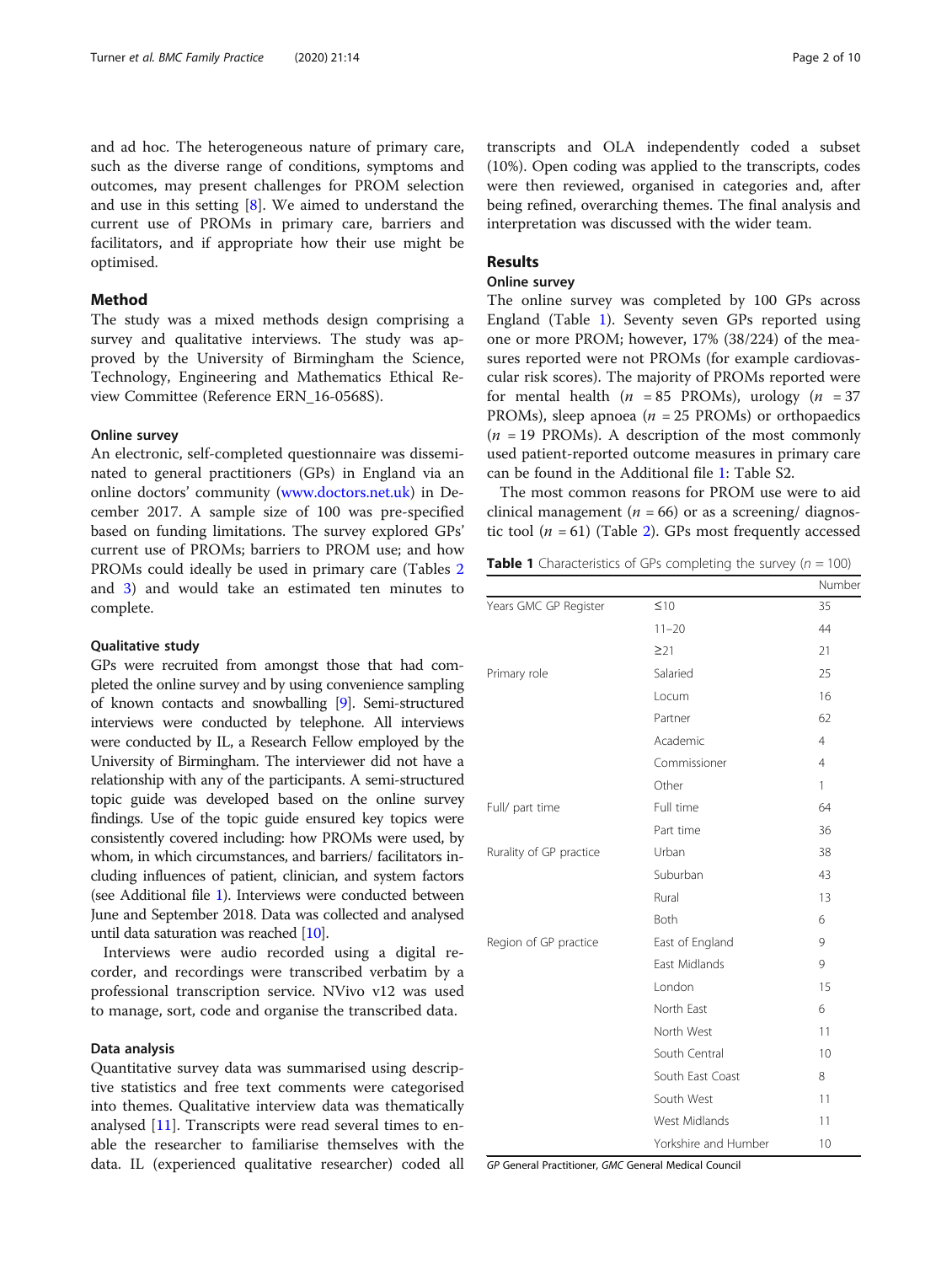and ad hoc. The heterogeneous nature of primary care, such as the diverse range of conditions, symptoms and outcomes, may present challenges for PROM selection and use in this setting [8]. We aimed to understand the current use of PROMs in primary care, barriers and facilitators, and if appropriate how their use might be optimised.

## Method

The study was a mixed methods design comprising a survey and qualitative interviews. The study was approved by the University of Birmingham the Science, Technology, Engineering and Mathematics Ethical Review Committee (Reference ERN_16-0568S).

### Online survey

An electronic, self-completed questionnaire was disseminated to general practitioners (GPs) in England via an online doctors' community (www.doctors.net.uk) in December 2017. A sample size of 100 was pre-specified based on funding limitations. The survey explored GPs' current use of PROMs; barriers to PROM use; and how PROMs could ideally be used in primary care (Tables 2 and 3) and would take an estimated ten minutes to complete.

### Qualitative study

GPs were recruited from amongst those that had completed the online survey and by using convenience sampling of known contacts and snowballing [9]. Semi-structured interviews were conducted by telephone. All interviews were conducted by IL, a Research Fellow employed by the University of Birmingham. The interviewer did not have a relationship with any of the participants. A semi-structured topic guide was developed based on the online survey findings. Use of the topic guide ensured key topics were consistently covered including: how PROMs were used, by whom, in which circumstances, and barriers/ facilitators including influences of patient, clinician, and system factors (see Additional file 1). Interviews were conducted between June and September 2018. Data was collected and analysed until data saturation was reached [10].

Interviews were audio recorded using a digital recorder, and recordings were transcribed verbatim by a professional transcription service. NVivo v12 was used to manage, sort, code and organise the transcribed data.

### Data analysis

Quantitative survey data was summarised using descriptive statistics and free text comments were categorised into themes. Qualitative interview data was thematically analysed [11]. Transcripts were read several times to enable the researcher to familiarise themselves with the data. IL (experienced qualitative researcher) coded all transcripts and OLA independently coded a subset (10%). Open coding was applied to the transcripts, codes were then reviewed, organised in categories and, after being refined, overarching themes. The final analysis and interpretation was discussed with the wider team.

## Results

### Online survey

The online survey was completed by 100 GPs across England (Table 1). Seventy seven GPs reported using one or more PROM; however, 17% (38/224) of the measures reported were not PROMs (for example cardiovascular risk scores). The majority of PROMs reported were for mental health ($n$ = 85 PROMs), urology ($n$ = 37 PROMs), sleep apnoea ($n$ = 25 PROMs) or orthopaedics ($n$ = 19 PROMs). A description of the most commonly used patient-reported outcome measures in primary care can be found in the Additional file 1: Table S2.

The most common reasons for PROM use were to aid clinical management ($n$ = 66) or as a screening/ diagnostic tool ($n$ = 61) (Table 2). GPs most frequently accessed

**Table 1** Characteristics of GPs completing the survey ($n$ = 100)

| | | Number |
|---|---|---|
| Years GMC GP Register | ≤10 | 35 |
| | 11–20 | 44 |
| | ≥21 | 21 |
| Primary role | Salaried | 25 |
| | Locum | 16 |
| | Partner | 62 |
| | Academic | 4 |
| | Commissioner | 4 |
| | Other | 1 |
| Full/ part time | Full time | 64 |
| | Part time | 36 |
| Rurality of GP practice | Urban | 38 |
| | Suburban | 43 |
| | Rural | 13 |
| | Both | 6 |
| Region of GP practice | East of England | 9 |
| | East Midlands | 9 |
| | London | 15 |
| | North East | 6 |
| | North West | 11 |
| | South Central | 10 |
| | South East Coast | 8 |
| | South West | 11 |
| | West Midlands | 11 |
| | Yorkshire and Humber | 10 |

*GP* General Practitioner, *GMC* General Medical Council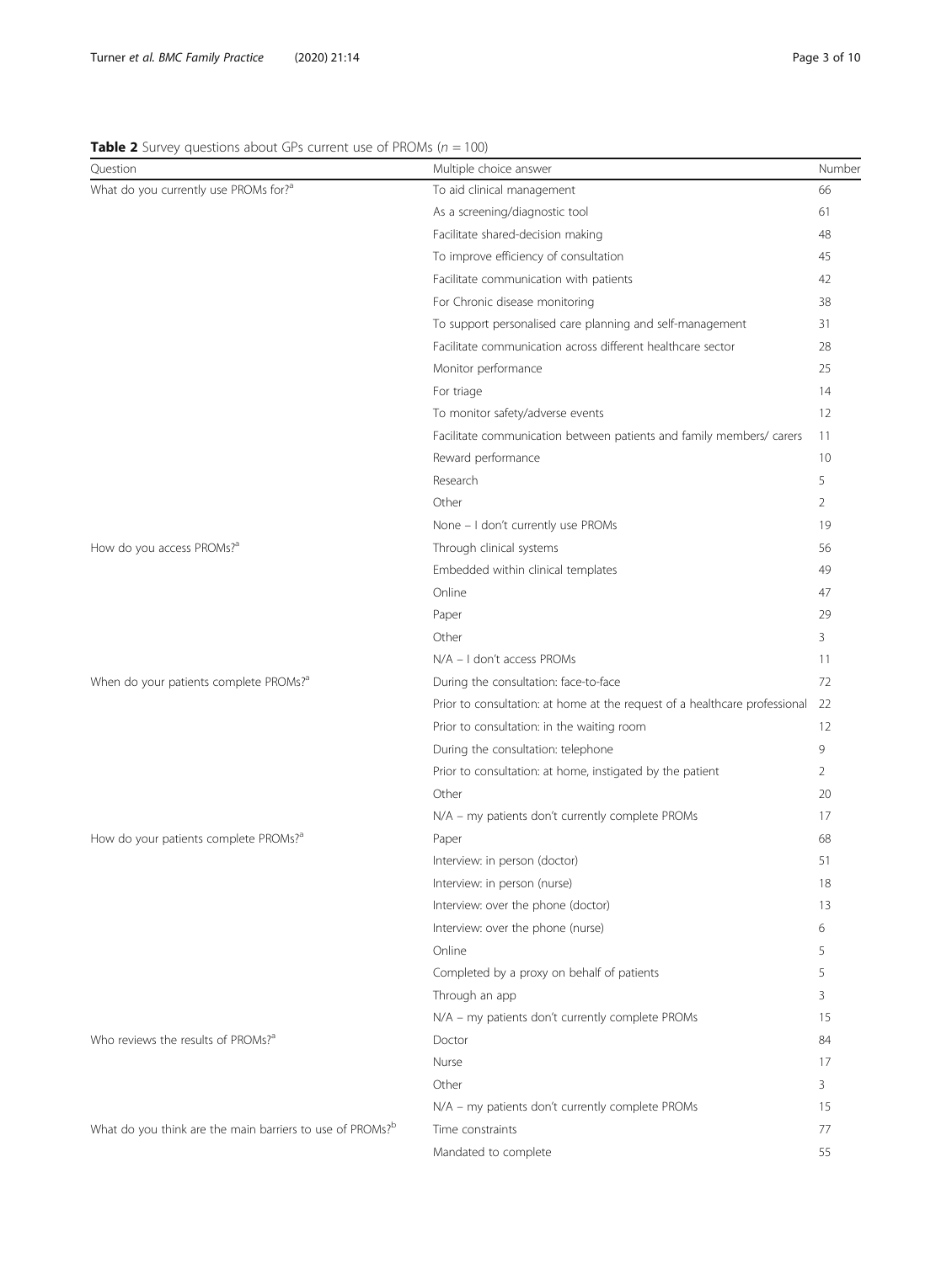**Table 2** Survey questions about GPs current use of PROMs ($n = 100$)

| Question | Multiple choice answer | Number |
|---|---|---|
| What do you currently use PROMs for?[a] | To aid clinical management | 66 |
| | As a screening/diagnostic tool | 61 |
| | Facilitate shared-decision making | 48 |
| | To improve efficiency of consultation | 45 |
| | Facilitate communication with patients | 42 |
| | For Chronic disease monitoring | 38 |
| | To support personalised care planning and self-management | 31 |
| | Facilitate communication across different healthcare sector | 28 |
| | Monitor performance | 25 |
| | For triage | 14 |
| | To monitor safety/adverse events | 12 |
| | Facilitate communication between patients and family members/ carers | 11 |
| | Reward performance | 10 |
| | Research | 5 |
| | Other | 2 |
| | None – I don't currently use PROMs | 19 |
| How do you access PROMs?[a] | Through clinical systems | 56 |
| | Embedded within clinical templates | 49 |
| | Online | 47 |
| | Paper | 29 |
| | Other | 3 |
| | N/A – I don't access PROMs | 11 |
| When do your patients complete PROMs?[a] | During the consultation: face-to-face | 72 |
| | Prior to consultation: at home at the request of a healthcare professional | 22 |
| | Prior to consultation: in the waiting room | 12 |
| | During the consultation: telephone | 9 |
| | Prior to consultation: at home, instigated by the patient | 2 |
| | Other | 20 |
| | N/A – my patients don't currently complete PROMs | 17 |
| How do your patients complete PROMs?[a] | Paper | 68 |
| | Interview: in person (doctor) | 51 |
| | Interview: in person (nurse) | 18 |
| | Interview: over the phone (doctor) | 13 |
| | Interview: over the phone (nurse) | 6 |
| | Online | 5 |
| | Completed by a proxy on behalf of patients | 5 |
| | Through an app | 3 |
| | N/A – my patients don't currently complete PROMs | 15 |
| Who reviews the results of PROMs?[a] | Doctor | 84 |
| | Nurse | 17 |
| | Other | 3 |
| | N/A – my patients don't currently complete PROMs | 15 |
| What do you think are the main barriers to use of PROMs?[b] | Time constraints | 77 |
| | Mandated to complete | 55 |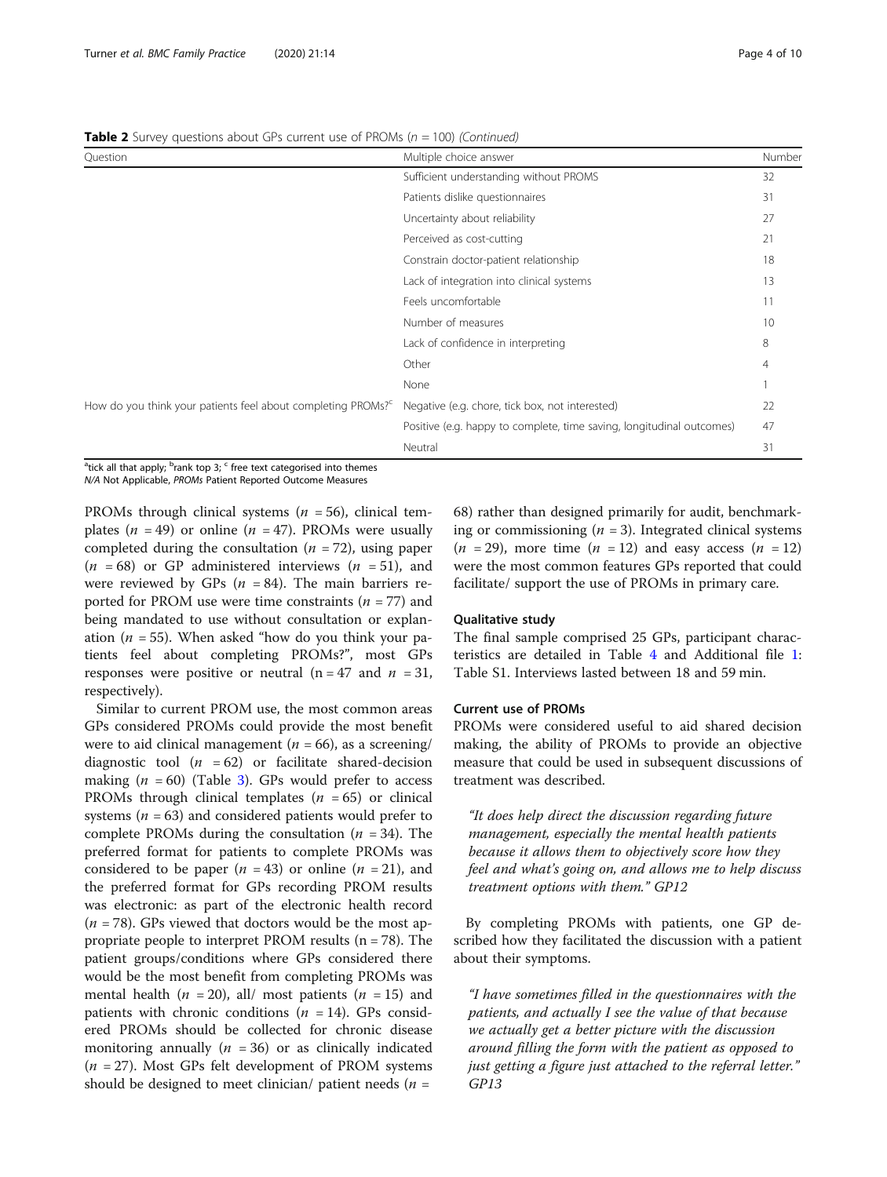**Table 2** Survey questions about GPs current use of PROMs ($n$ = 100) *(Continued)*

| Question | Multiple choice answer | Number |
|---|---|---|
| | Sufficient understanding without PROMS | 32 |
| | Patients dislike questionnaires | 31 |
| | Uncertainty about reliability | 27 |
| | Perceived as cost-cutting | 21 |
| | Constrain doctor-patient relationship | 18 |
| | Lack of integration into clinical systems | 13 |
| | Feels uncomfortable | 11 |
| | Number of measures | 10 |
| | Lack of confidence in interpreting | 8 |
| | Other | 4 |
| | None | 1 |
| How do you think your patients feel about completing PROMs?[c] | Negative (e.g. chore, tick box, not interested) | 22 |
| | Positive (e.g. happy to complete, time saving, longitudinal outcomes) | 47 |
| | Neutral | 31 |

[a]tick all that apply; [b]rank top 3; [c] free text categorised into themes
*N/A* Not Applicable, *PROMs* Patient Reported Outcome Measures

PROMs through clinical systems ($n$ = 56), clinical templates ($n$ = 49) or online ($n$ = 47). PROMs were usually completed during the consultation ($n$ = 72), using paper ($n$ = 68) or GP administered interviews ($n$ = 51), and were reviewed by GPs ($n$ = 84). The main barriers reported for PROM use were time constraints ($n$ = 77) and being mandated to use without consultation or explanation ($n$ = 55). When asked "how do you think your patients feel about completing PROMs?", most GPs responses were positive or neutral (n = 47 and $n$ = 31, respectively).

Similar to current PROM use, the most common areas GPs considered PROMs could provide the most benefit were to aid clinical management ($n$ = 66), as a screening/ diagnostic tool ($n$ = 62) or facilitate shared-decision making ($n$ = 60) (Table 3). GPs would prefer to access PROMs through clinical templates ($n$ = 65) or clinical systems ($n$ = 63) and considered patients would prefer to complete PROMs during the consultation ($n$ = 34). The preferred format for patients to complete PROMs was considered to be paper ($n$ = 43) or online ($n$ = 21), and the preferred format for GPs recording PROM results was electronic: as part of the electronic health record ($n$ = 78). GPs viewed that doctors would be the most appropriate people to interpret PROM results (n = 78). The patient groups/conditions where GPs considered there would be the most benefit from completing PROMs was mental health ($n$ = 20), all/ most patients ($n$ = 15) and patients with chronic conditions ($n$ = 14). GPs considered PROMs should be collected for chronic disease monitoring annually ($n$ = 36) or as clinically indicated ($n$ = 27). Most GPs felt development of PROM systems should be designed to meet clinician/ patient needs ($n$ = 68) rather than designed primarily for audit, benchmarking or commissioning ($n$ = 3). Integrated clinical systems ($n$ = 29), more time ($n$ = 12) and easy access ($n$ = 12) were the most common features GPs reported that could facilitate/ support the use of PROMs in primary care.

### Qualitative study

The final sample comprised 25 GPs, participant characteristics are detailed in Table 4 and Additional file 1: Table S1. Interviews lasted between 18 and 59 min.

### Current use of PROMs

PROMs were considered useful to aid shared decision making, the ability of PROMs to provide an objective measure that could be used in subsequent discussions of treatment was described.

> *"It does help direct the discussion regarding future management, especially the mental health patients because it allows them to objectively score how they feel and what's going on, and allows me to help discuss treatment options with them." GP12*

By completing PROMs with patients, one GP described how they facilitated the discussion with a patient about their symptoms.

> *"I have sometimes filled in the questionnaires with the patients, and actually I see the value of that because we actually get a better picture with the discussion around filling the form with the patient as opposed to just getting a figure just attached to the referral letter." GP13*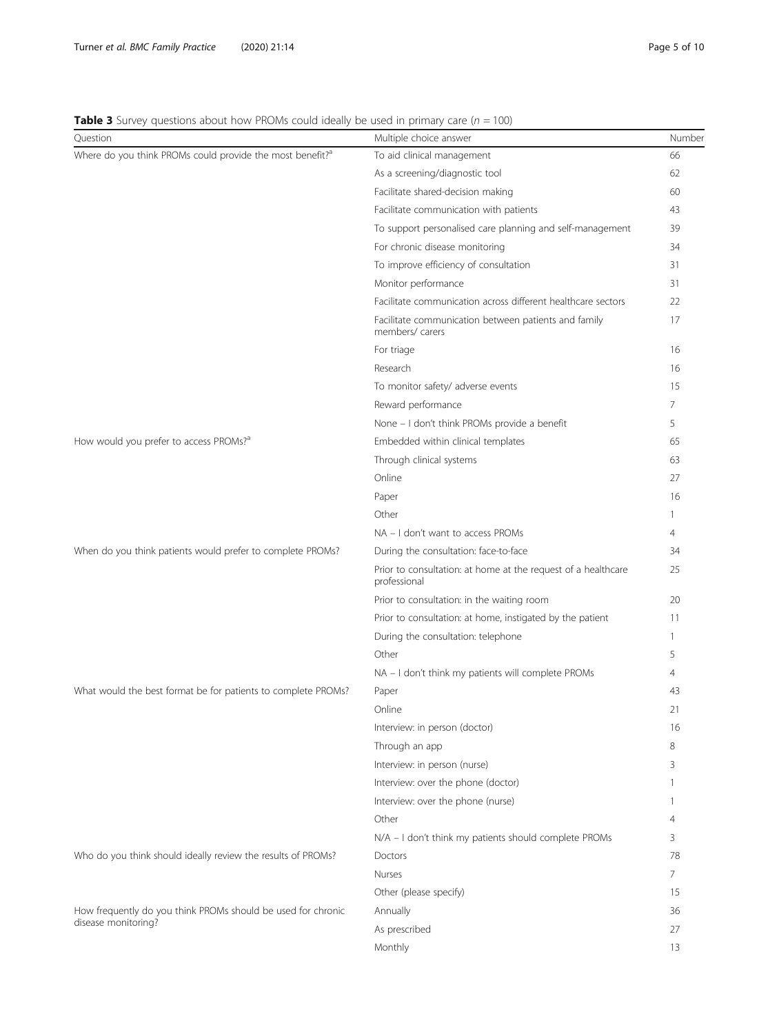**Table 3** Survey questions about how PROMs could ideally be used in primary care ($n$ = 100)

| Question | Multiple choice answer | Number |
| --- | --- | --- |
| Where do you think PROMs could provide the most benefit?[a] | To aid clinical management | 66 |
| | As a screening/diagnostic tool | 62 |
| | Facilitate shared-decision making | 60 |
| | Facilitate communication with patients | 43 |
| | To support personalised care planning and self-management | 39 |
| | For chronic disease monitoring | 34 |
| | To improve efficiency of consultation | 31 |
| | Monitor performance | 31 |
| | Facilitate communication across different healthcare sectors | 22 |
| | Facilitate communication between patients and family members/ carers | 17 |
| | For triage | 16 |
| | Research | 16 |
| | To monitor safety/ adverse events | 15 |
| | Reward performance | 7 |
| | None – I don't think PROMs provide a benefit | 5 |
| How would you prefer to access PROMs?[a] | Embedded within clinical templates | 65 |
| | Through clinical systems | 63 |
| | Online | 27 |
| | Paper | 16 |
| | Other | 1 |
| | NA – I don't want to access PROMs | 4 |
| When do you think patients would prefer to complete PROMs? | During the consultation: face-to-face | 34 |
| | Prior to consultation: at home at the request of a healthcare professional | 25 |
| | Prior to consultation: in the waiting room | 20 |
| | Prior to consultation: at home, instigated by the patient | 11 |
| | During the consultation: telephone | 1 |
| | Other | 5 |
| | NA – I don't think my patients will complete PROMs | 4 |
| What would the best format be for patients to complete PROMs? | Paper | 43 |
| | Online | 21 |
| | Interview: in person (doctor) | 16 |
| | Through an app | 8 |
| | Interview: in person (nurse) | 3 |
| | Interview: over the phone (doctor) | 1 |
| | Interview: over the phone (nurse) | 1 |
| | Other | 4 |
| | N/A – I don't think my patients should complete PROMs | 3 |
| Who do you think should ideally review the results of PROMs? | Doctors | 78 |
| | Nurses | 7 |
| | Other (please specify) | 15 |
| How frequently do you think PROMs should be used for chronic disease monitoring? | Annually | 36 |
| | As prescribed | 27 |
| | Monthly | 13 |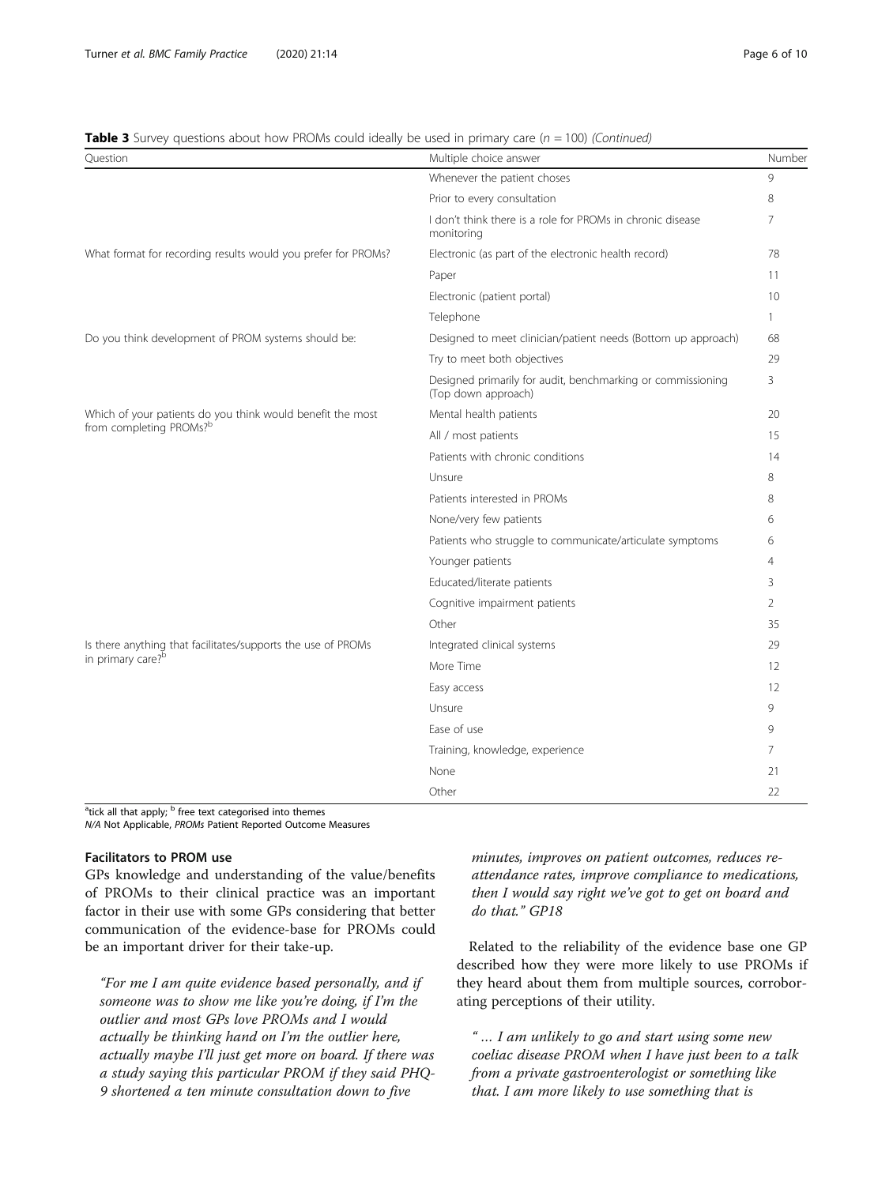**Table 3** Survey questions about how PROMs could ideally be used in primary care (*n* = 100) *(Continued)*

| Question | Multiple choice answer | Number |
|---|---|---|
| | Whenever the patient choses | 9 |
| | Prior to every consultation | 8 |
| | I don't think there is a role for PROMs in chronic disease monitoring | 7 |
| What format for recording results would you prefer for PROMs? | Electronic (as part of the electronic health record) | 78 |
| | Paper | 11 |
| | Electronic (patient portal) | 10 |
| | Telephone | 1 |
| Do you think development of PROM systems should be: | Designed to meet clinician/patient needs (Bottom up approach) | 68 |
| | Try to meet both objectives | 29 |
| | Designed primarily for audit, benchmarking or commissioning (Top down approach) | 3 |
| Which of your patients do you think would benefit the most from completing PROMs?[b] | Mental health patients | 20 |
| | All / most patients | 15 |
| | Patients with chronic conditions | 14 |
| | Unsure | 8 |
| | Patients interested in PROMs | 8 |
| | None/very few patients | 6 |
| | Patients who struggle to communicate/articulate symptoms | 6 |
| | Younger patients | 4 |
| | Educated/literate patients | 3 |
| | Cognitive impairment patients | 2 |
| | Other | 35 |
| Is there anything that facilitates/supports the use of PROMs in primary care?[b] | Integrated clinical systems | 29 |
| | More Time | 12 |
| | Easy access | 12 |
| | Unsure | 9 |
| | Ease of use | 9 |
| | Training, knowledge, experience | 7 |
| | None | 21 |
| | Other | 22 |

[a]tick all that apply; [b] free text categorised into themes
*N/A* Not Applicable, *PROMs* Patient Reported Outcome Measures

### Facilitators to PROM use

GPs knowledge and understanding of the value/benefits of PROMs to their clinical practice was an important factor in their use with some GPs considering that better communication of the evidence-base for PROMs could be an important driver for their take-up.

> *"For me I am quite evidence based personally, and if someone was to show me like you're doing, if I'm the outlier and most GPs love PROMs and I would actually be thinking hand on I'm the outlier here, actually maybe I'll just get more on board. If there was a study saying this particular PROM if they said PHQ-9 shortened a ten minute consultation down to five minutes, improves on patient outcomes, reduces re-attendance rates, improve compliance to medications, then I would say right we've got to get on board and do that." GP18*

Related to the reliability of the evidence base one GP described how they were more likely to use PROMs if they heard about them from multiple sources, corroborating perceptions of their utility.

> *" … I am unlikely to go and start using some new coeliac disease PROM when I have just been to a talk from a private gastroenterologist or something like that. I am more likely to use something that is*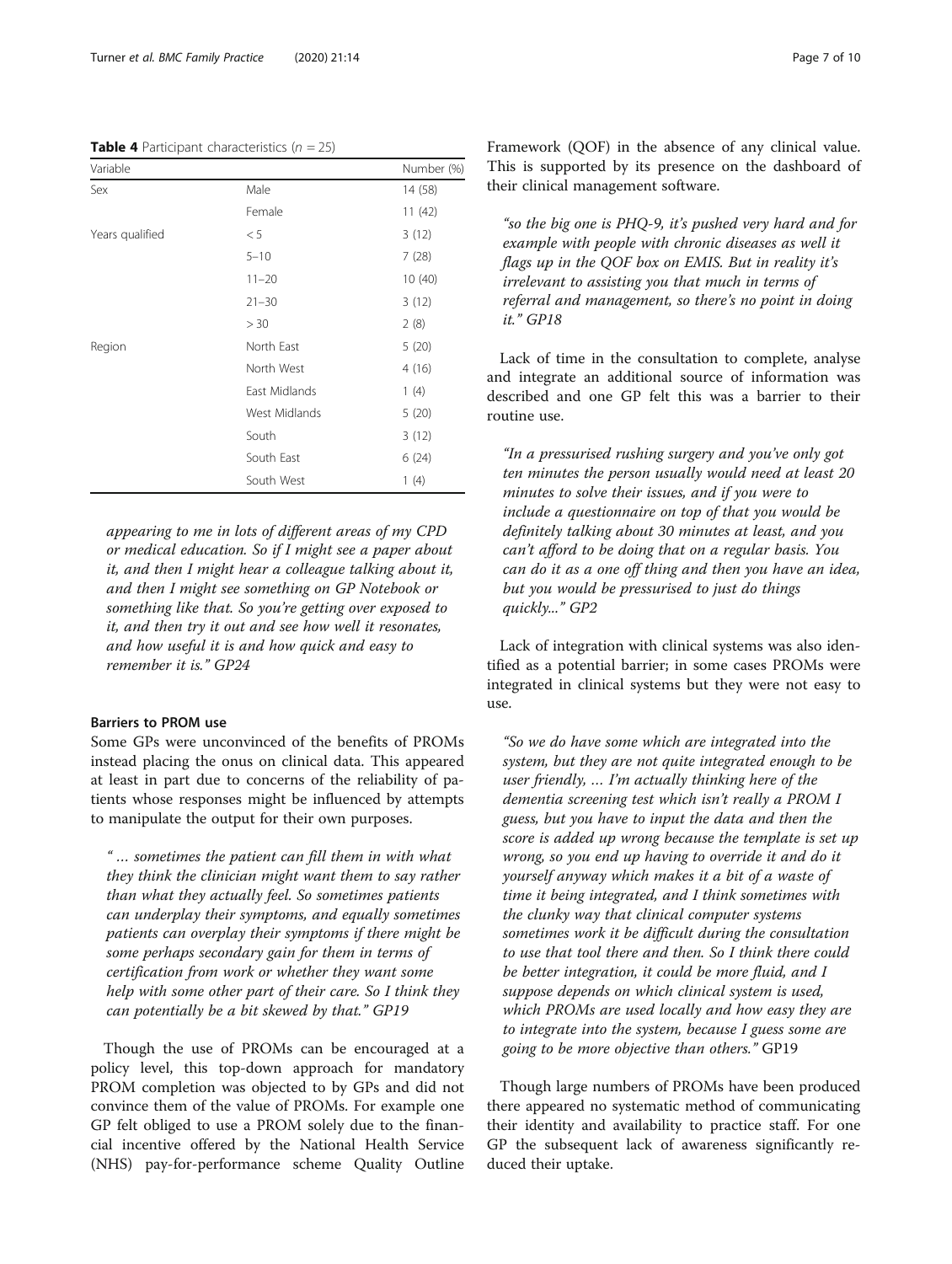**Table 4** Participant characteristics ($n = 25$)

| Variable | | Number (%) |
|---|---|---|
| Sex | Male | 14 (58) |
| | Female | 11 (42) |
| Years qualified | < 5 | 3 (12) |
| | 5–10 | 7 (28) |
| | 11–20 | 10 (40) |
| | 21–30 | 3 (12) |
| | > 30 | 2 (8) |
| Region | North East | 5 (20) |
| | North West | 4 (16) |
| | East Midlands | 1 (4) |
| | West Midlands | 5 (20) |
| | South | 3 (12) |
| | South East | 6 (24) |
| | South West | 1 (4) |

*appearing to me in lots of different areas of my CPD or medical education. So if I might see a paper about it, and then I might hear a colleague talking about it, and then I might see something on GP Notebook or something like that. So you're getting over exposed to it, and then try it out and see how well it resonates, and how useful it is and how quick and easy to remember it is." GP24*

#### Barriers to PROM use

Some GPs were unconvinced of the benefits of PROMs instead placing the onus on clinical data. This appeared at least in part due to concerns of the reliability of patients whose responses might be influenced by attempts to manipulate the output for their own purposes.

> *" … sometimes the patient can fill them in with what they think the clinician might want them to say rather than what they actually feel. So sometimes patients can underplay their symptoms, and equally sometimes patients can overplay their symptoms if there might be some perhaps secondary gain for them in terms of certification from work or whether they want some help with some other part of their care. So I think they can potentially be a bit skewed by that." GP19*

Though the use of PROMs can be encouraged at a policy level, this top-down approach for mandatory PROM completion was objected to by GPs and did not convince them of the value of PROMs. For example one GP felt obliged to use a PROM solely due to the financial incentive offered by the National Health Service (NHS) pay-for-performance scheme Quality Outline Framework (QOF) in the absence of any clinical value. This is supported by its presence on the dashboard of their clinical management software.

> *"so the big one is PHQ-9, it's pushed very hard and for example with people with chronic diseases as well it flags up in the QOF box on EMIS. But in reality it's irrelevant to assisting you that much in terms of referral and management, so there's no point in doing it." GP18*

Lack of time in the consultation to complete, analyse and integrate an additional source of information was described and one GP felt this was a barrier to their routine use.

> *"In a pressurised rushing surgery and you've only got ten minutes the person usually would need at least 20 minutes to solve their issues, and if you were to include a questionnaire on top of that you would be definitely talking about 30 minutes at least, and you can't afford to be doing that on a regular basis. You can do it as a one off thing and then you have an idea, but you would be pressurised to just do things quickly..." GP2*

Lack of integration with clinical systems was also identified as a potential barrier; in some cases PROMs were integrated in clinical systems but they were not easy to use.

> *"So we do have some which are integrated into the system, but they are not quite integrated enough to be user friendly, … I'm actually thinking here of the dementia screening test which isn't really a PROM I guess, but you have to input the data and then the score is added up wrong because the template is set up wrong, so you end up having to override it and do it yourself anyway which makes it a bit of a waste of time it being integrated, and I think sometimes with the clunky way that clinical computer systems sometimes work it be difficult during the consultation to use that tool there and then. So I think there could be better integration, it could be more fluid, and I suppose depends on which clinical system is used, which PROMs are used locally and how easy they are to integrate into the system, because I guess some are going to be more objective than others."* GP19

Though large numbers of PROMs have been produced there appeared no systematic method of communicating their identity and availability to practice staff. For one GP the subsequent lack of awareness significantly reduced their uptake.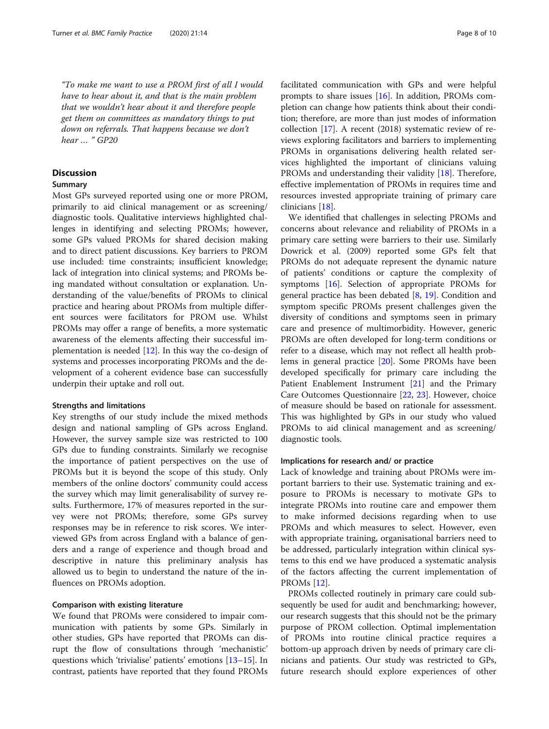*"To make me want to use a PROM first of all I would have to hear about it, and that is the main problem that we wouldn't hear about it and therefore people get them on committees as mandatory things to put down on referrals. That happens because we don't hear … " GP20*

## Discussion

### Summary

Most GPs surveyed reported using one or more PROM, primarily to aid clinical management or as screening/diagnostic tools. Qualitative interviews highlighted challenges in identifying and selecting PROMs; however, some GPs valued PROMs for shared decision making and to direct patient discussions. Key barriers to PROM use included: time constraints; insufficient knowledge; lack of integration into clinical systems; and PROMs being mandated without consultation or explanation. Understanding of the value/benefits of PROMs to clinical practice and hearing about PROMs from multiple different sources were facilitators for PROM use. Whilst PROMs may offer a range of benefits, a more systematic awareness of the elements affecting their successful implementation is needed [12]. In this way the co-design of systems and processes incorporating PROMs and the development of a coherent evidence base can successfully underpin their uptake and roll out.

### Strengths and limitations

Key strengths of our study include the mixed methods design and national sampling of GPs across England. However, the survey sample size was restricted to 100 GPs due to funding constraints. Similarly we recognise the importance of patient perspectives on the use of PROMs but it is beyond the scope of this study. Only members of the online doctors' community could access the survey which may limit generalisability of survey results. Furthermore, 17% of measures reported in the survey were not PROMs; therefore, some GPs survey responses may be in reference to risk scores. We interviewed GPs from across England with a balance of genders and a range of experience and though broad and descriptive in nature this preliminary analysis has allowed us to begin to understand the nature of the influences on PROMs adoption.

### Comparison with existing literature

We found that PROMs were considered to impair communication with patients by some GPs. Similarly in other studies, GPs have reported that PROMs can disrupt the flow of consultations through 'mechanistic' questions which 'trivialise' patients' emotions [13–15]. In contrast, patients have reported that they found PROMs facilitated communication with GPs and were helpful prompts to share issues [16]. In addition, PROMs completion can change how patients think about their condition; therefore, are more than just modes of information collection [17]. A recent (2018) systematic review of reviews exploring facilitators and barriers to implementing PROMs in organisations delivering health related services highlighted the important of clinicians valuing PROMs and understanding their validity [18]. Therefore, effective implementation of PROMs in requires time and resources invested appropriate training of primary care clinicians [18].

We identified that challenges in selecting PROMs and concerns about relevance and reliability of PROMs in a primary care setting were barriers to their use. Similarly Dowrick et al. (2009) reported some GPs felt that PROMs do not adequate represent the dynamic nature of patients' conditions or capture the complexity of symptoms [16]. Selection of appropriate PROMs for general practice has been debated [8, 19]. Condition and symptom specific PROMs present challenges given the diversity of conditions and symptoms seen in primary care and presence of multimorbidity. However, generic PROMs are often developed for long-term conditions or refer to a disease, which may not reflect all health problems in general practice [20]. Some PROMs have been developed specifically for primary care including the Patient Enablement Instrument [21] and the Primary Care Outcomes Questionnaire [22, 23]. However, choice of measure should be based on rationale for assessment. This was highlighted by GPs in our study who valued PROMs to aid clinical management and as screening/diagnostic tools.

### Implications for research and/ or practice

Lack of knowledge and training about PROMs were important barriers to their use. Systematic training and exposure to PROMs is necessary to motivate GPs to integrate PROMs into routine care and empower them to make informed decisions regarding when to use PROMs and which measures to select. However, even with appropriate training, organisational barriers need to be addressed, particularly integration within clinical systems to this end we have produced a systematic analysis of the factors affecting the current implementation of PROMs [12].

PROMs collected routinely in primary care could subsequently be used for audit and benchmarking; however, our research suggests that this should not be the primary purpose of PROM collection. Optimal implementation of PROMs into routine clinical practice requires a bottom-up approach driven by needs of primary care clinicians and patients. Our study was restricted to GPs, future research should explore experiences of other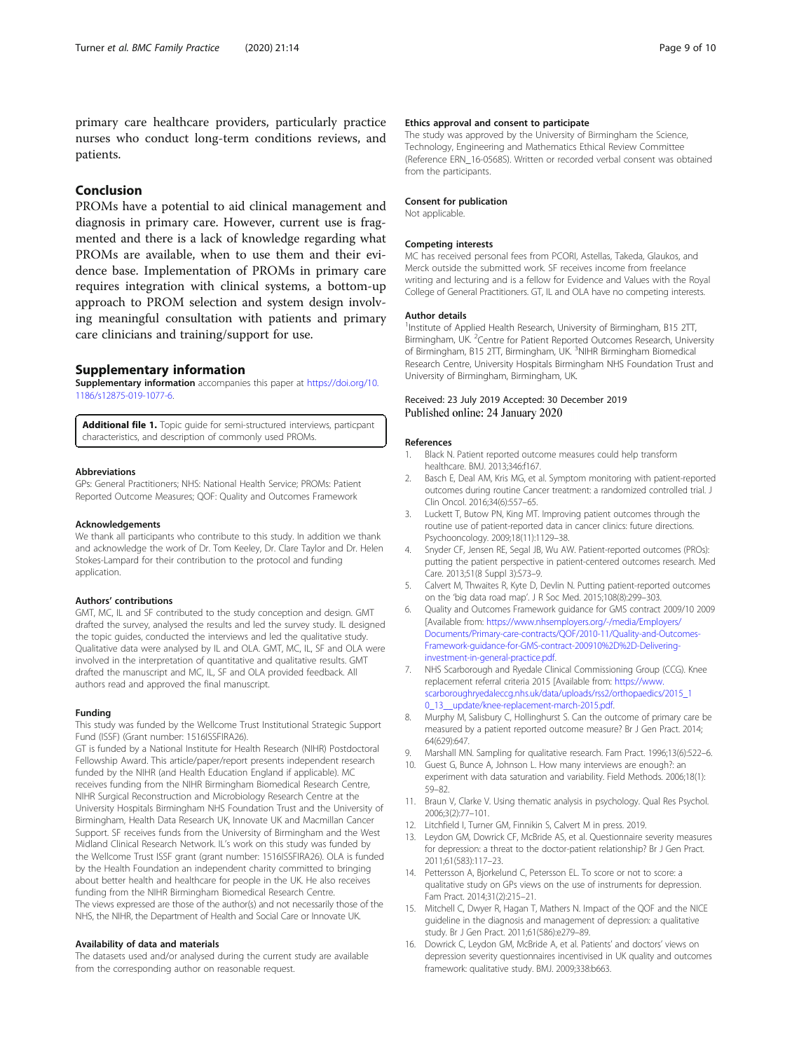primary care healthcare providers, particularly practice nurses who conduct long-term conditions reviews, and patients.

## Conclusion

PROMs have a potential to aid clinical management and diagnosis in primary care. However, current use is fragmented and there is a lack of knowledge regarding what PROMs are available, when to use them and their evidence base. Implementation of PROMs in primary care requires integration with clinical systems, a bottom-up approach to PROM selection and system design involving meaningful consultation with patients and primary care clinicians and training/support for use.

## Supplementary information

**Supplementary information** accompanies this paper at https://doi.org/10.1186/s12875-019-1077-6.

**Additional file 1.** Topic guide for semi-structured interviews, particpant characteristics, and description of commonly used PROMs.

#### Abbreviations

GPs: General Practitioners; NHS: National Health Service; PROMs: Patient Reported Outcome Measures; QOF: Quality and Outcomes Framework

#### Acknowledgements

We thank all participants who contribute to this study. In addition we thank and acknowledge the work of Dr. Tom Keeley, Dr. Clare Taylor and Dr. Helen Stokes-Lampard for their contribution to the protocol and funding application.

#### Authors' contributions

GMT, MC, IL and SF contributed to the study conception and design. GMT drafted the survey, analysed the results and led the survey study. IL designed the topic guides, conducted the interviews and led the qualitative study. Qualitative data were analysed by IL and OLA. GMT, MC, IL, SF and OLA were involved in the interpretation of quantitative and qualitative results. GMT drafted the manuscript and MC, IL, SF and OLA provided feedback. All authors read and approved the final manuscript.

#### Funding

This study was funded by the Wellcome Trust Institutional Strategic Support Fund (ISSF) (Grant number: 1516ISSFIRA26).

GT is funded by a National Institute for Health Research (NIHR) Postdoctoral Fellowship Award. This article/paper/report presents independent research funded by the NIHR (and Health Education England if applicable). MC receives funding from the NIHR Birmingham Biomedical Research Centre, NIHR Surgical Reconstruction and Microbiology Research Centre at the University Hospitals Birmingham NHS Foundation Trust and the University of Birmingham, Health Data Research UK, Innovate UK and Macmillan Cancer Support. SF receives funds from the University of Birmingham and the West Midland Clinical Research Network. IL's work on this study was funded by the Wellcome Trust ISSF grant (grant number: 1516ISSFIRA26). OLA is funded by the Health Foundation an independent charity committed to bringing about better health and healthcare for people in the UK. He also receives funding from the NIHR Birmingham Biomedical Research Centre.

The views expressed are those of the author(s) and not necessarily those of the NHS, the NIHR, the Department of Health and Social Care or Innovate UK.

#### Availability of data and materials

The datasets used and/or analysed during the current study are available from the corresponding author on reasonable request.

#### Ethics approval and consent to participate

The study was approved by the University of Birmingham the Science, Technology, Engineering and Mathematics Ethical Review Committee (Reference ERN_16-0568S). Written or recorded verbal consent was obtained from the participants.

#### Consent for publication

Not applicable.

#### Competing interests

MC has received personal fees from PCORI, Astellas, Takeda, Glaukos, and Merck outside the submitted work. SF receives income from freelance writing and lecturing and is a fellow for Evidence and Values with the Royal College of General Practitioners. GT, IL and OLA have no competing interests.

#### Author details

[1]Institute of Applied Health Research, University of Birmingham, B15 2TT, Birmingham, UK. [2]Centre for Patient Reported Outcomes Research, University of Birmingham, B15 2TT, Birmingham, UK. [3]NIHR Birmingham Biomedical Research Centre, University Hospitals Birmingham NHS Foundation Trust and University of Birmingham, Birmingham, UK.

Received: 23 July 2019 Accepted: 30 December 2019
Published online: 24 January 2020

#### References

1. Black N. Patient reported outcome measures could help transform healthcare. BMJ. 2013;346:f167.
2. Basch E, Deal AM, Kris MG, et al. Symptom monitoring with patient-reported outcomes during routine Cancer treatment: a randomized controlled trial. J Clin Oncol. 2016;34(6):557–65.
3. Luckett T, Butow PN, King MT. Improving patient outcomes through the routine use of patient-reported data in cancer clinics: future directions. Psychooncology. 2009;18(11):1129–38.
4. Snyder CF, Jensen RE, Segal JB, Wu AW. Patient-reported outcomes (PROs): putting the patient perspective in patient-centered outcomes research. Med Care. 2013;51(8 Suppl 3):S73–9.
5. Calvert M, Thwaites R, Kyte D, Devlin N. Putting patient-reported outcomes on the 'big data road map'. J R Soc Med. 2015;108(8):299–303.
6. Quality and Outcomes Framework guidance for GMS contract 2009/10 2009 [Available from: https://www.nhsemployers.org/-/media/Employers/Documents/Primary-care-contracts/QOF/2010-11/Quality-and-Outcomes-Framework-guidance-for-GMS-contract-200910%2D%2D-Delivering-investment-in-general-practice.pdf.
7. NHS Scarborough and Ryedale Clinical Commissioning Group (CCG). Knee replacement referral criteria 2015 [Available from: https://www.scarboroughryedaleccg.nhs.uk/data/uploads/rss2/orthopaedics/2015_10_13__update/knee-replacement-march-2015.pdf.
8. Murphy M, Salisbury C, Hollinghurst S. Can the outcome of primary care be measured by a patient reported outcome measure? Br J Gen Pract. 2014;64(629):647.
9. Marshall MN. Sampling for qualitative research. Fam Pract. 1996;13(6):522–6.
10. Guest G, Bunce A, Johnson L. How many interviews are enough?: an experiment with data saturation and variability. Field Methods. 2006;18(1):59–82.
11. Braun V, Clarke V. Using thematic analysis in psychology. Qual Res Psychol. 2006;3(2):77–101.
12. Litchfield I, Turner GM, Finnikin S, Calvert M in press. 2019.
13. Leydon GM, Dowrick CF, McBride AS, et al. Questionnaire severity measures for depression: a threat to the doctor-patient relationship? Br J Gen Pract. 2011;61(583):117–23.
14. Pettersson A, Bjorkelund C, Petersson EL. To score or not to score: a qualitative study on GPs views on the use of instruments for depression. Fam Pract. 2014;31(2):215–21.
15. Mitchell C, Dwyer R, Hagan T, Mathers N. Impact of the QOF and the NICE guideline in the diagnosis and management of depression: a qualitative study. Br J Gen Pract. 2011;61(586):e279–89.
16. Dowrick C, Leydon GM, McBride A, et al. Patients' and doctors' views on depression severity questionnaires incentivised in UK quality and outcomes framework: qualitative study. BMJ. 2009;338:b663.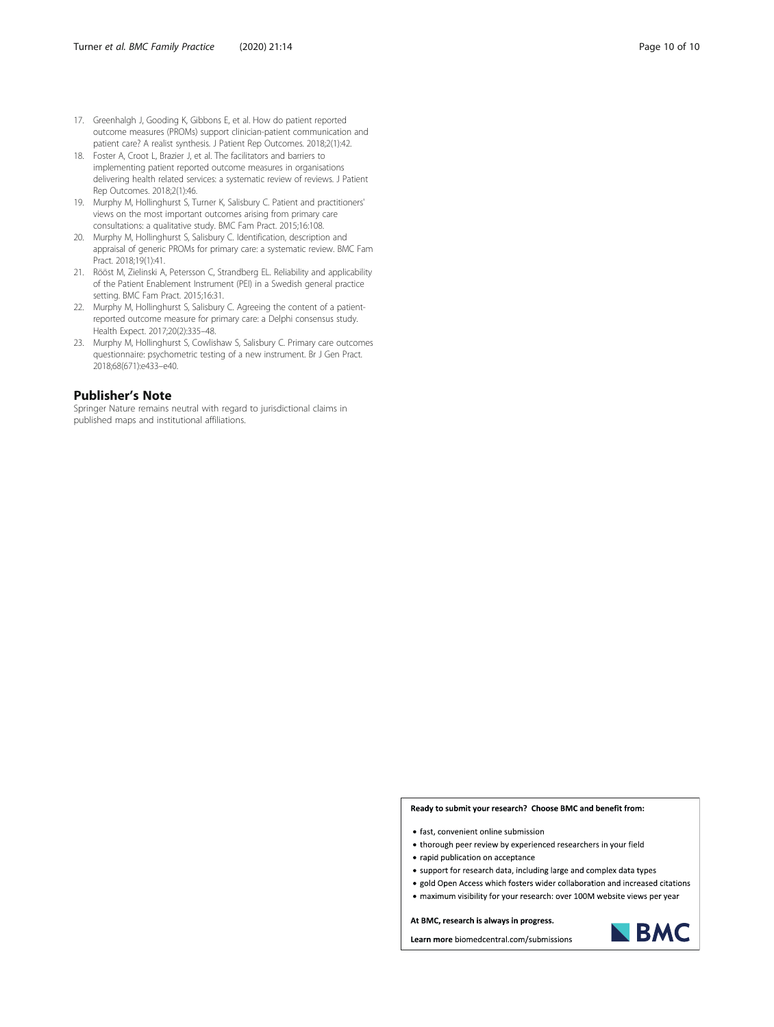17. Greenhalgh J, Gooding K, Gibbons E, et al. How do patient reported outcome measures (PROMs) support clinician-patient communication and patient care? A realist synthesis. J Patient Rep Outcomes. 2018;2(1):42.
18. Foster A, Croot L, Brazier J, et al. The facilitators and barriers to implementing patient reported outcome measures in organisations delivering health related services: a systematic review of reviews. J Patient Rep Outcomes. 2018;2(1):46.
19. Murphy M, Hollinghurst S, Turner K, Salisbury C. Patient and practitioners' views on the most important outcomes arising from primary care consultations: a qualitative study. BMC Fam Pract. 2015;16:108.
20. Murphy M, Hollinghurst S, Salisbury C. Identification, description and appraisal of generic PROMs for primary care: a systematic review. BMC Fam Pract. 2018;19(1):41.
21. Rööst M, Zielinski A, Petersson C, Strandberg EL. Reliability and applicability of the Patient Enablement Instrument (PEI) in a Swedish general practice setting. BMC Fam Pract. 2015;16:31.
22. Murphy M, Hollinghurst S, Salisbury C. Agreeing the content of a patient-reported outcome measure for primary care: a Delphi consensus study. Health Expect. 2017;20(2):335–48.
23. Murphy M, Hollinghurst S, Cowlishaw S, Salisbury C. Primary care outcomes questionnaire: psychometric testing of a new instrument. Br J Gen Pract. 2018;68(671):e433–e40.

## Publisher's Note

Springer Nature remains neutral with regard to jurisdictional claims in published maps and institutional affiliations.

**Ready to submit your research? Choose BMC and benefit from:**

- fast, convenient online submission
- thorough peer review by experienced researchers in your field
- rapid publication on acceptance
- support for research data, including large and complex data types
- gold Open Access which fosters wider collaboration and increased citations
- maximum visibility for your research: over 100M website views per year

**At BMC, research is always in progress.**

**Learn more** biomedcentral.com/submissions

BMC